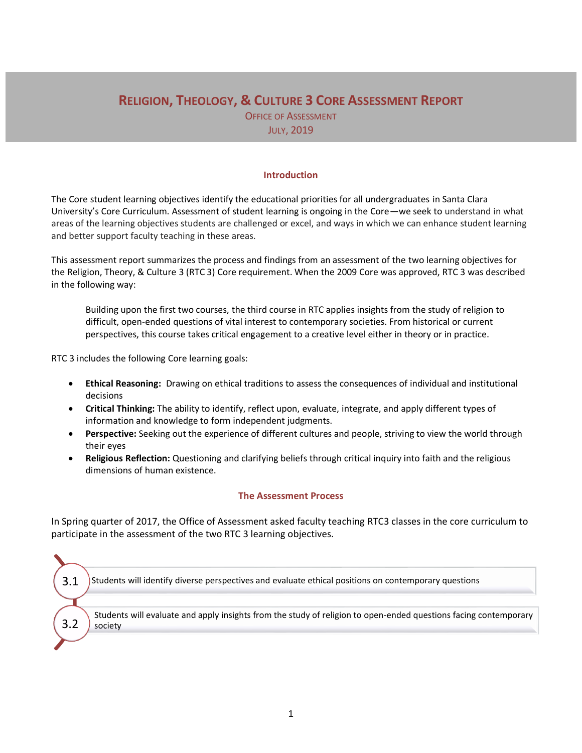# Religion, Theology, & Culture 3 Core Assessment Report

Office of Assessment

July, 2019

## Introduction

The Core student learning objectives identify the educational priorities for all undergraduates in Santa Clara University's Core Curriculum. Assessment of student learning is ongoing in the Core—we seek to understand in what areas of the learning objectives students are challenged or excel, and ways in which we can enhance student learning and better support faculty teaching in these areas.

This assessment report summarizes the process and findings from an assessment of the two learning objectives for the Religion, Theory, & Culture 3 (RTC 3) Core requirement. When the 2009 Core was approved, RTC 3 was described in the following way:

> Building upon the first two courses, the third course in RTC applies insights from the study of religion to difficult, open-ended questions of vital interest to contemporary societies. From historical or current perspectives, this course takes critical engagement to a creative level either in theory or in practice.

RTC 3 includes the following Core learning goals:

- **Ethical Reasoning:** Drawing on ethical traditions to assess the consequences of individual and institutional decisions
- **Critical Thinking:** The ability to identify, reflect upon, evaluate, integrate, and apply different types of information and knowledge to form independent judgments.
- **Perspective:** Seeking out the experience of different cultures and people, striving to view the world through their eyes
- **Religious Reflection:** Questioning and clarifying beliefs through critical inquiry into faith and the religious dimensions of human existence.

## The Assessment Process

In Spring quarter of 2017, the Office of Assessment asked faculty teaching RTC3 classes in the core curriculum to participate in the assessment of the two RTC 3 learning objectives.

- **3.1** Students will identify diverse perspectives and evaluate ethical positions on contemporary questions
- **3.2** Students will evaluate and apply insights from the study of religion to open-ended questions facing contemporary society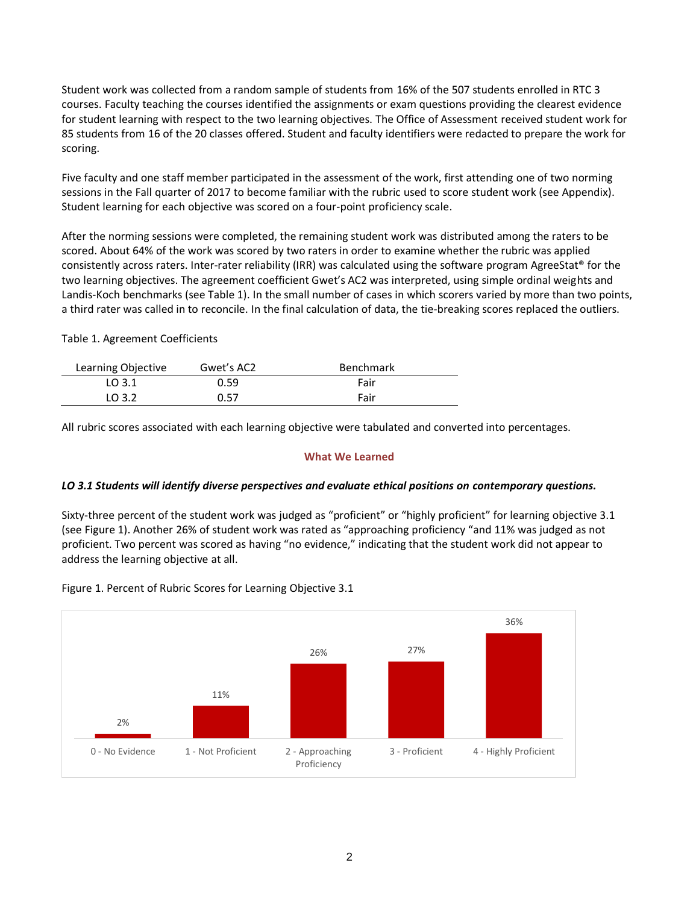Student work was collected from a random sample of students from 16% of the 507 students enrolled in RTC 3 courses. Faculty teaching the courses identified the assignments or exam questions providing the clearest evidence for student learning with respect to the two learning objectives. The Office of Assessment received student work for 85 students from 16 of the 20 classes offered. Student and faculty identifiers were redacted to prepare the work for scoring.

Five faculty and one staff member participated in the assessment of the work, first attending one of two norming sessions in the Fall quarter of 2017 to become familiar with the rubric used to score student work (see Appendix). Student learning for each objective was scored on a four-point proficiency scale.

After the norming sessions were completed, the remaining student work was distributed among the raters to be scored. About 64% of the work was scored by two raters in order to examine whether the rubric was applied consistently across raters. Inter-rater reliability (IRR) was calculated using the software program AgreeStat® for the two learning objectives. The agreement coefficient Gwet's AC2 was interpreted, using simple ordinal weights and Landis-Koch benchmarks (see Table 1). In the small number of cases in which scorers varied by more than two points, a third rater was called in to reconcile. In the final calculation of data, the tie-breaking scores replaced the outliers.

Table 1. Agreement Coefficients

| Learning Objective | Gwet's AC2 | Benchmark |
|---|---|---|
| LO 3.1 | 0.59 | Fair |
| LO 3.2 | 0.57 | Fair |

All rubric scores associated with each learning objective were tabulated and converted into percentages.

## What We Learned

***LO 3.1 Students will identify diverse perspectives and evaluate ethical positions on contemporary questions.***

Sixty-three percent of the student work was judged as "proficient" or "highly proficient" for learning objective 3.1 (see Figure 1). Another 26% of student work was rated as "approaching proficiency "and 11% was judged as not proficient. Two percent was scored as having "no evidence," indicating that the student work did not appear to address the learning objective at all.

Figure 1. Percent of Rubric Scores for Learning Objective 3.1

| Rubric Score | Percent |
|---|---|
| 0 - No Evidence | 2% |
| 1 - Not Proficient | 11% |
| 2 - Approaching Proficiency | 26% |
| 3 - Proficient | 27% |
| 4 - Highly Proficient | 36% |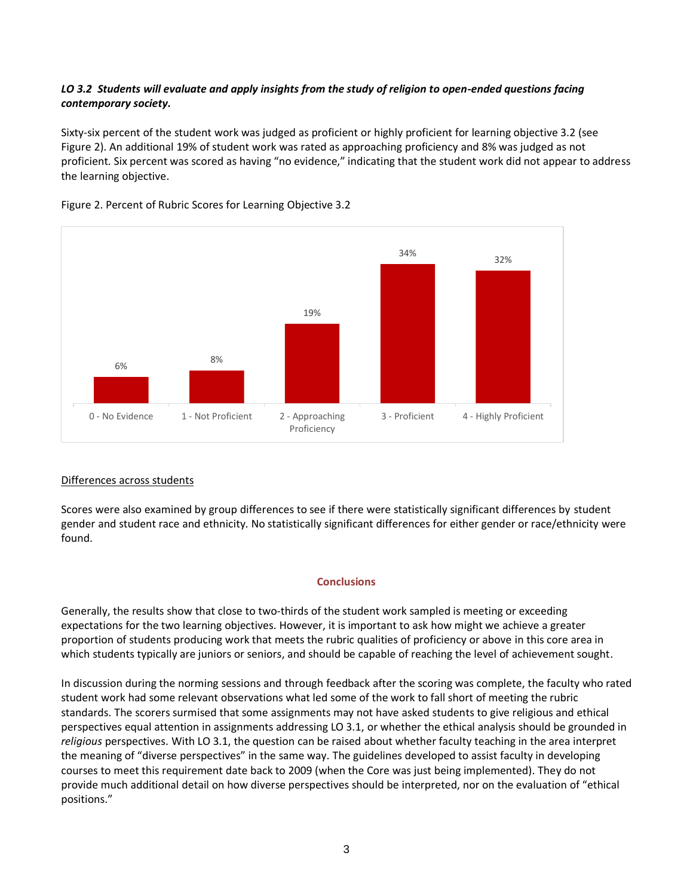***LO 3.2 Students will evaluate and apply insights from the study of religion to open-ended questions facing contemporary society.***

Sixty-six percent of the student work was judged as proficient or highly proficient for learning objective 3.2 (see Figure 2). An additional 19% of student work was rated as approaching proficiency and 8% was judged as not proficient. Six percent was scored as having "no evidence," indicating that the student work did not appear to address the learning objective.

Figure 2. Percent of Rubric Scores for Learning Objective 3.2

| 0 - No Evidence | 1 - Not Proficient | 2 - Approaching Proficiency | 3 - Proficient | 4 - Highly Proficient |
|---|---|---|---|---|
| 6% | 8% | 19% | 34% | 32% |

Differences across students

Scores were also examined by group differences to see if there were statistically significant differences by student gender and student race and ethnicity. No statistically significant differences for either gender or race/ethnicity were found.

## Conclusions

Generally, the results show that close to two-thirds of the student work sampled is meeting or exceeding expectations for the two learning objectives. However, it is important to ask how might we achieve a greater proportion of students producing work that meets the rubric qualities of proficiency or above in this core area in which students typically are juniors or seniors, and should be capable of reaching the level of achievement sought.

In discussion during the norming sessions and through feedback after the scoring was complete, the faculty who rated student work had some relevant observations what led some of the work to fall short of meeting the rubric standards. The scorers surmised that some assignments may not have asked students to give religious and ethical perspectives equal attention in assignments addressing LO 3.1, or whether the ethical analysis should be grounded in *religious* perspectives. With LO 3.1, the question can be raised about whether faculty teaching in the area interpret the meaning of "diverse perspectives" in the same way. The guidelines developed to assist faculty in developing courses to meet this requirement date back to 2009 (when the Core was just being implemented). They do not provide much additional detail on how diverse perspectives should be interpreted, nor on the evaluation of "ethical positions."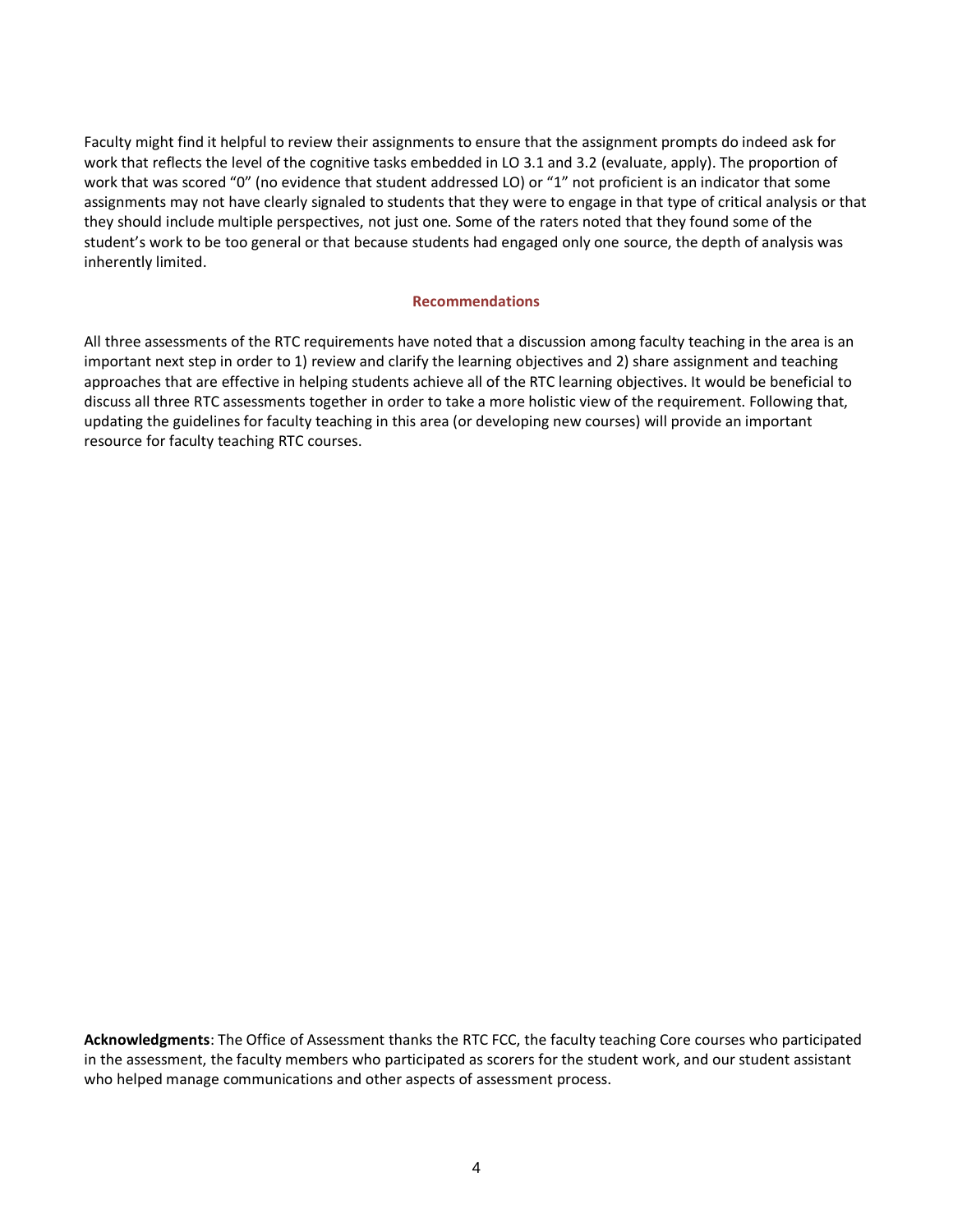Faculty might find it helpful to review their assignments to ensure that the assignment prompts do indeed ask for work that reflects the level of the cognitive tasks embedded in LO 3.1 and 3.2 (evaluate, apply). The proportion of work that was scored "0" (no evidence that student addressed LO) or "1" not proficient is an indicator that some assignments may not have clearly signaled to students that they were to engage in that type of critical analysis or that they should include multiple perspectives, not just one. Some of the raters noted that they found some of the student's work to be too general or that because students had engaged only one source, the depth of analysis was inherently limited.

## Recommendations

All three assessments of the RTC requirements have noted that a discussion among faculty teaching in the area is an important next step in order to 1) review and clarify the learning objectives and 2) share assignment and teaching approaches that are effective in helping students achieve all of the RTC learning objectives. It would be beneficial to discuss all three RTC assessments together in order to take a more holistic view of the requirement. Following that, updating the guidelines for faculty teaching in this area (or developing new courses) will provide an important resource for faculty teaching RTC courses.

**Acknowledgments**: The Office of Assessment thanks the RTC FCC, the faculty teaching Core courses who participated in the assessment, the faculty members who participated as scorers for the student work, and our student assistant who helped manage communications and other aspects of assessment process.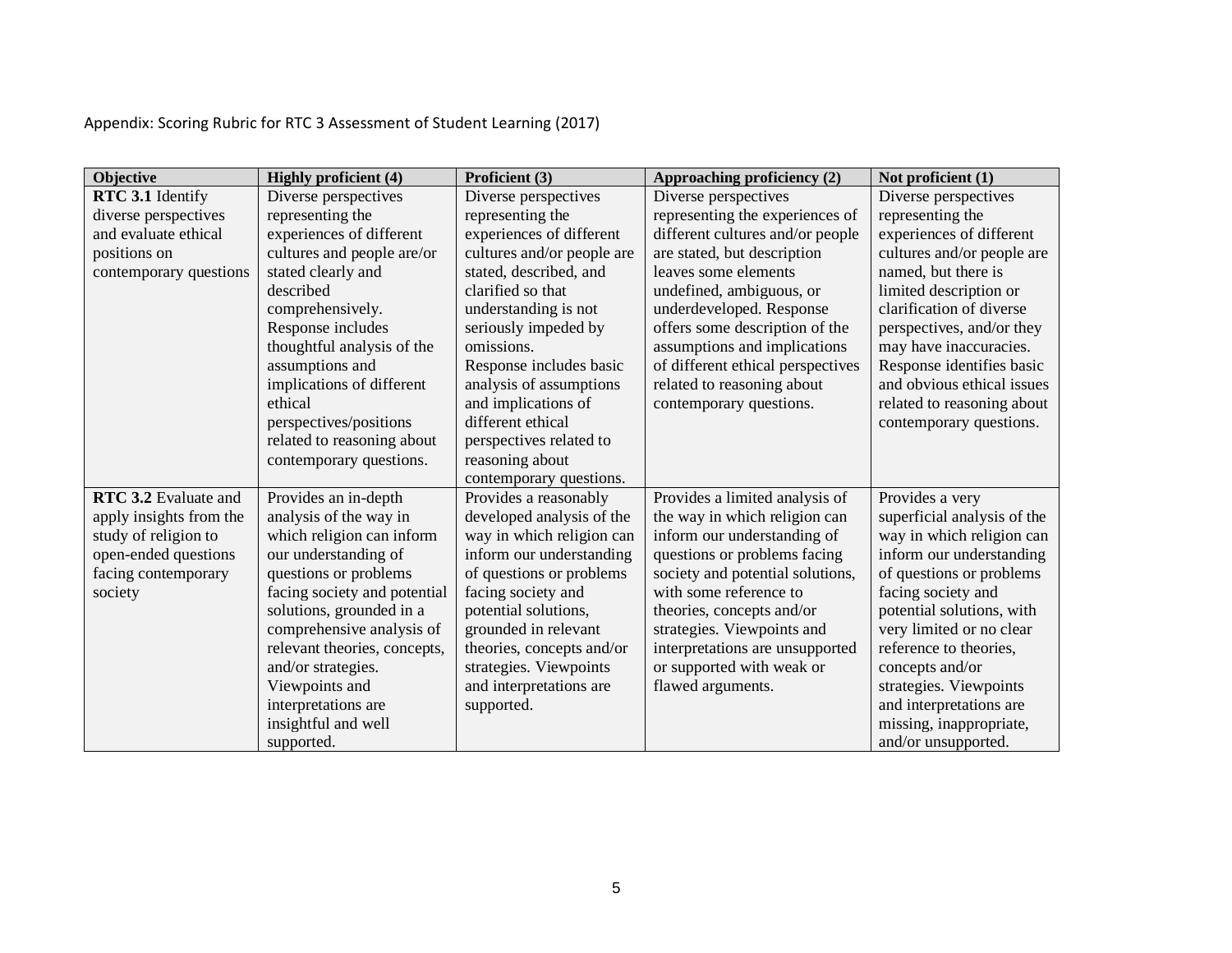Appendix: Scoring Rubric for RTC 3 Assessment of Student Learning (2017)

| **Objective** | **Highly proficient (4)** | **Proficient (3)** | **Approaching proficiency (2)** | **Not proficient (1)** |
|---|---|---|---|---|
| **RTC 3.1** Identify diverse perspectives and evaluate ethical positions on contemporary questions | Diverse perspectives representing the experiences of different cultures and people are/or stated clearly and described comprehensively. Response includes thoughtful analysis of the assumptions and implications of different ethical perspectives/positions related to reasoning about contemporary questions. | Diverse perspectives representing the experiences of different cultures and/or people are stated, described, and clarified so that understanding is not seriously impeded by omissions. Response includes basic analysis of assumptions and implications of different ethical perspectives related to reasoning about contemporary questions. | Diverse perspectives representing the experiences of different cultures and/or people are stated, but description leaves some elements undefined, ambiguous, or underdeveloped. Response offers some description of the assumptions and implications of different ethical perspectives related to reasoning about contemporary questions. | Diverse perspectives representing the experiences of different cultures and/or people are named, but there is limited description or clarification of diverse perspectives, and/or they may have inaccuracies. Response identifies basic and obvious ethical issues related to reasoning about contemporary questions. |
| **RTC 3.2** Evaluate and apply insights from the study of religion to open-ended questions facing contemporary society | Provides an in-depth analysis of the way in which religion can inform our understanding of questions or problems facing society and potential solutions, grounded in a comprehensive analysis of relevant theories, concepts, and/or strategies. Viewpoints and interpretations are insightful and well supported. | Provides a reasonably developed analysis of the way in which religion can inform our understanding of questions or problems facing society and potential solutions, grounded in relevant theories, concepts and/or strategies. Viewpoints and interpretations are supported. | Provides a limited analysis of the way in which religion can inform our understanding of questions or problems facing society and potential solutions, with some reference to theories, concepts and/or strategies. Viewpoints and interpretations are unsupported or supported with weak or flawed arguments. | Provides a very superficial analysis of the way in which religion can inform our understanding of questions or problems facing society and potential solutions, with very limited or no clear reference to theories, concepts and/or strategies. Viewpoints and interpretations are missing, inappropriate, and/or unsupported. |